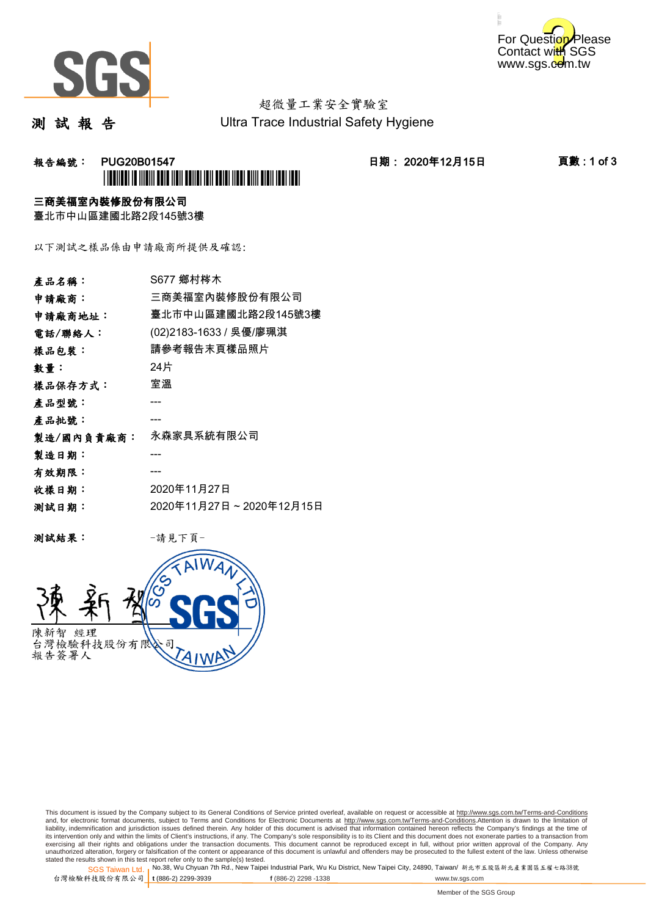# 測 試 報 告

超微量工業安全實驗室
Ultra Trace Industrial Safety Hygiene

**報告編號： PUG20B01547**　　**日期： 2020年12月15日**　　**頁數 : 1 of 3**

**三商美福室內裝修股份有限公司**
臺北市中山區建國北路2段145號3樓

以下測試之樣品係由申請廠商所提供及確認:

| | |
|---|---|
| **產品名稱：** | S677 鄉村梣木 |
| **申請廠商：** | 三商美福室內裝修股份有限公司 |
| **申請廠商地址：** | 臺北市中山區建國北路2段145號3樓 |
| **電話/聯絡人：** | (02)2183-1633 / 吳優/廖珮淇 |
| **樣品包裝：** | 請參考報告末頁樣品照片 |
| **數量：** | 24片 |
| **樣品保存方式：** | 室溫 |
| **產品型號：** | --- |
| **產品批號：** | --- |
| **製造/國內負責廠商：** | 永森家具系統有限公司 |
| **製造日期：** | --- |
| **有效期限：** | --- |
| **收樣日期：** | 2020年11月27日 |
| **測試日期：** | 2020年11月27日 ~ 2020年12月15日 |

**測試結果：** -請見下頁-

陳新智 經理
台灣檢驗科技股份有限公司
報告簽署人

This document is issued by the Company subject to its General Conditions of Service printed overleaf, available on request or accessible at http://www.sgs.com.tw/Terms-and-Conditions and, for electronic format documents, subject to Terms and Conditions for Electronic Documents at http://www.sgs.com.tw/Terms-and-Conditions.Attention is drawn to the limitation of liability, indemnification and jurisdiction issues defined therein. Any holder of this document is advised that information contained hereon reflects the Company's findings at the time of its intervention only and within the limits of Client's instructions, if any. The Company's sole responsibility is to its Client and this document does not exonerate parties to a transaction from exercising all their rights and obligations under the transaction documents. This document cannot be reproduced except in full, without prior written approval of the Company. Any unauthorized alteration, forgery or falsification of the content or appearance of this document is unlawful and offenders may be prosecuted to the fullest extent of the law. Unless otherwise stated the results shown in this test report refer only to the sample(s) tested.

SGS Taiwan Ltd. 台灣檢驗科技股份有限公司 | No.38, Wu Chyuan 7th Rd., New Taipei Industrial Park, Wu Ku District, New Taipei City, 24890, Taiwan/ 新北市五股區新北產業園區五權七路38號 t (886-2) 2299-3939 f (886-2) 2298 -1338 www.tw.sgs.com

Member of the SGS Group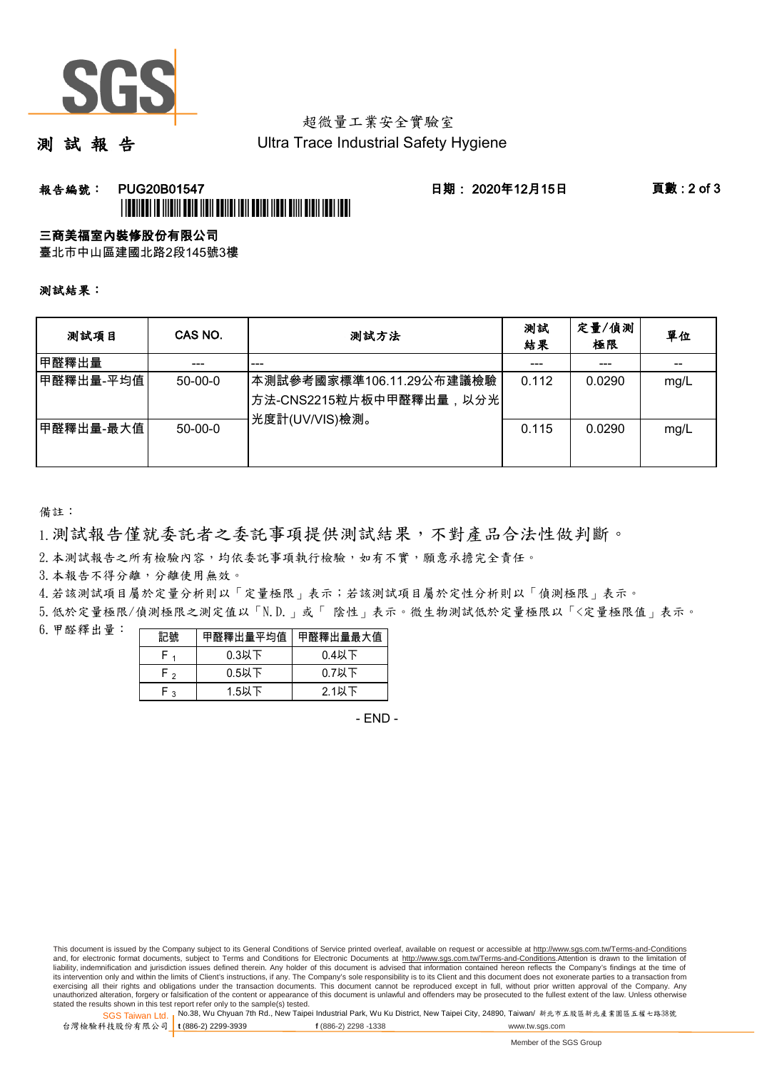超微量工業安全實驗室

# 測 試 報 告

Ultra Trace Industrial Safety Hygiene

**報告編號： PUG20B01547** **日期： 2020年12月15日**

**三商美福室內裝修股份有限公司**

臺北市中山區建國北路2段145號3樓

**測試結果：**

| 測試項目 | CAS NO. | 測試方法 | 測試結果 | 定量/偵測極限 | 單位 |
|---|---|---|---|---|---|
| 甲醛釋出量 | --- | --- | --- | --- | -- |
| 甲醛釋出量-平均值 | 50-00-0 | 本測試參考國家標準106.11.29公布建議檢驗方法-CNS2215粒片板中甲醛釋出量，以分光光度計(UV/VIS)檢測。 | 0.112 | 0.0290 | mg/L |
| 甲醛釋出量-最大值 | 50-00-0 | | 0.115 | 0.0290 | mg/L |

備註：

1. 測試報告僅就委託者之委託事項提供測試結果，不對產品合法性做判斷。
2. 本測試報告之所有檢驗內容，均依委託事項執行檢驗，如有不實，願意承擔完全責任。
3. 本報告不得分離，分離使用無效。
4. 若該測試項目屬於定量分析則以「定量極限」表示；若該測試項目屬於定性分析則以「偵測極限」表示。
5. 低於定量極限/偵測極限之測定值以「N.D.」或「 陰性」表示。微生物測試低於定量極限以「<定量極限值」表示。
6. 甲醛釋出量：

| 記號 | 甲醛釋出量平均值 | 甲醛釋出量最大值 |
|---|---|---|
| $F_1$ | 0.3以下 | 0.4以下 |
| $F_2$ | 0.5以下 | 0.7以下 |
| $F_3$ | 1.5以下 | 2.1以下 |

- END -

This document is issued by the Company subject to its General Conditions of Service printed overleaf, available on request or accessible at http://www.sgs.com.tw/Terms-and-Conditions and, for electronic format documents, subject to Terms and Conditions for Electronic Documents at http://www.sgs.com.tw/Terms-and-Conditions.Attention is drawn to the limitation of liability, indemnification and jurisdiction issues defined therein. Any holder of this document is advised that information contained hereon reflects the Company's findings at the time of its intervention only and within the limits of Client's instructions, if any. The Company's sole responsibility is to its Client and this document does not exonerate parties to a transaction from exercising all their rights and obligations under the transaction documents. This document cannot be reproduced except in full, without prior written approval of the Company. Any unauthorized alteration, forgery or falsification of the content or appearance of this document is unlawful and offenders may be prosecuted to the fullest extent of the law. Unless otherwise stated the results shown in this test report refer only to the sample(s) tested.

SGS Taiwan Ltd. 台灣檢驗科技股份有限公司 | No.38, Wu Chyuan 7th Rd., New Taipei Industrial Park, Wu Ku District, New Taipei City, 24890, Taiwan/ 新北市五股區新北產業園區五權七路38號 | t (886-2) 2299-3939 | f (886-2) 2298 -1338 | www.tw.sgs.com

Member of the SGS Group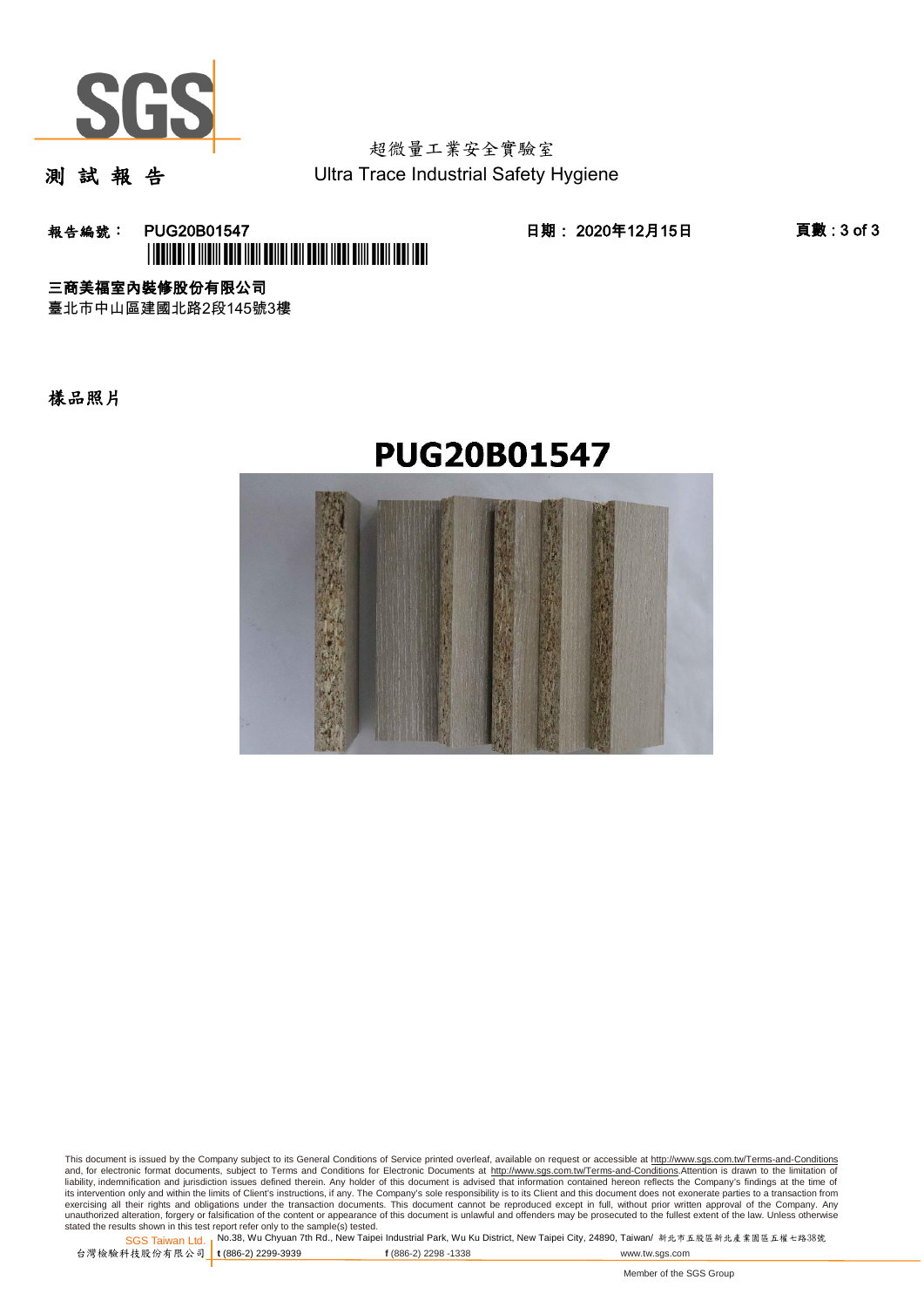超微量工業安全實驗室

# 測 試 報 告

Ultra Trace Industrial Safety Hygiene

**報告編號： PUG20B01547**

**日期： 2020年12月15日**

**三商美福室內裝修股份有限公司**

臺北市中山區建國北路2段145號3樓

## 樣品照片

**PUG20B01547**

This document is issued by the Company subject to its General Conditions of Service printed overleaf, available on request or accessible at http://www.sgs.com.tw/Terms-and-Conditions and, for electronic format documents, subject to Terms and Conditions for Electronic Documents at http://www.sgs.com.tw/Terms-and-Conditions.Attention is drawn to the limitation of liability, indemnification and jurisdiction issues defined therein. Any holder of this document is advised that information contained hereon reflects the Company's findings at the time of its intervention only and within the limits of Client's instructions, if any. The Company's sole responsibility is to its Client and this document does not exonerate parties to a transaction from exercising all their rights and obligations under the transaction documents. This document cannot be reproduced except in full, without prior written approval of the Company. Any unauthorized alteration, forgery or falsification of the content or appearance of this document is unlawful and offenders may be prosecuted to the fullest extent of the law. Unless otherwise stated the results shown in this test report refer only to the sample(s) tested.

SGS Taiwan Ltd. 台灣檢驗科技股份有限公司 | No.38, Wu Chyuan 7th Rd., New Taipei Industrial Park, Wu Ku District, New Taipei City, 24890, Taiwan/ 新北市五股區新北產業園區五權七路38號 | t (886-2) 2299-3939 f (886-2) 2298 -1338 www.tw.sgs.com

Member of the SGS Group